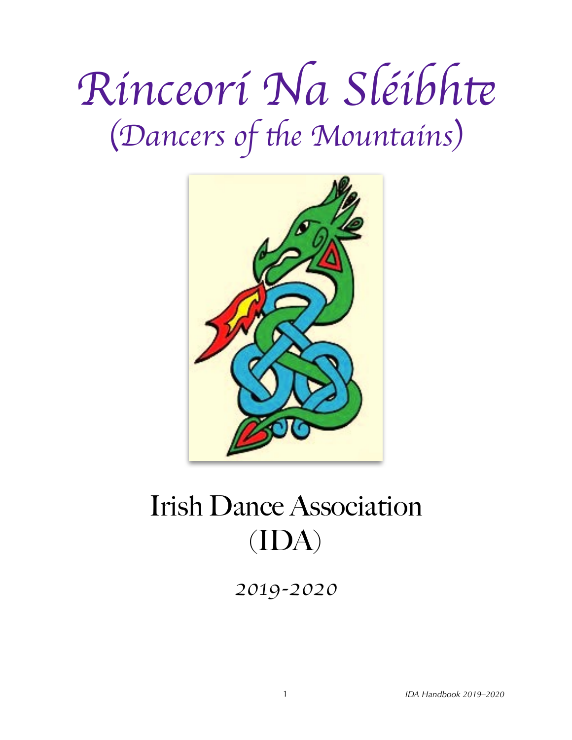# Rinceorí Na Sléibhte

## (Dancers of the Mountains)

# Irish Dance Association (IDA)

*2019-2020*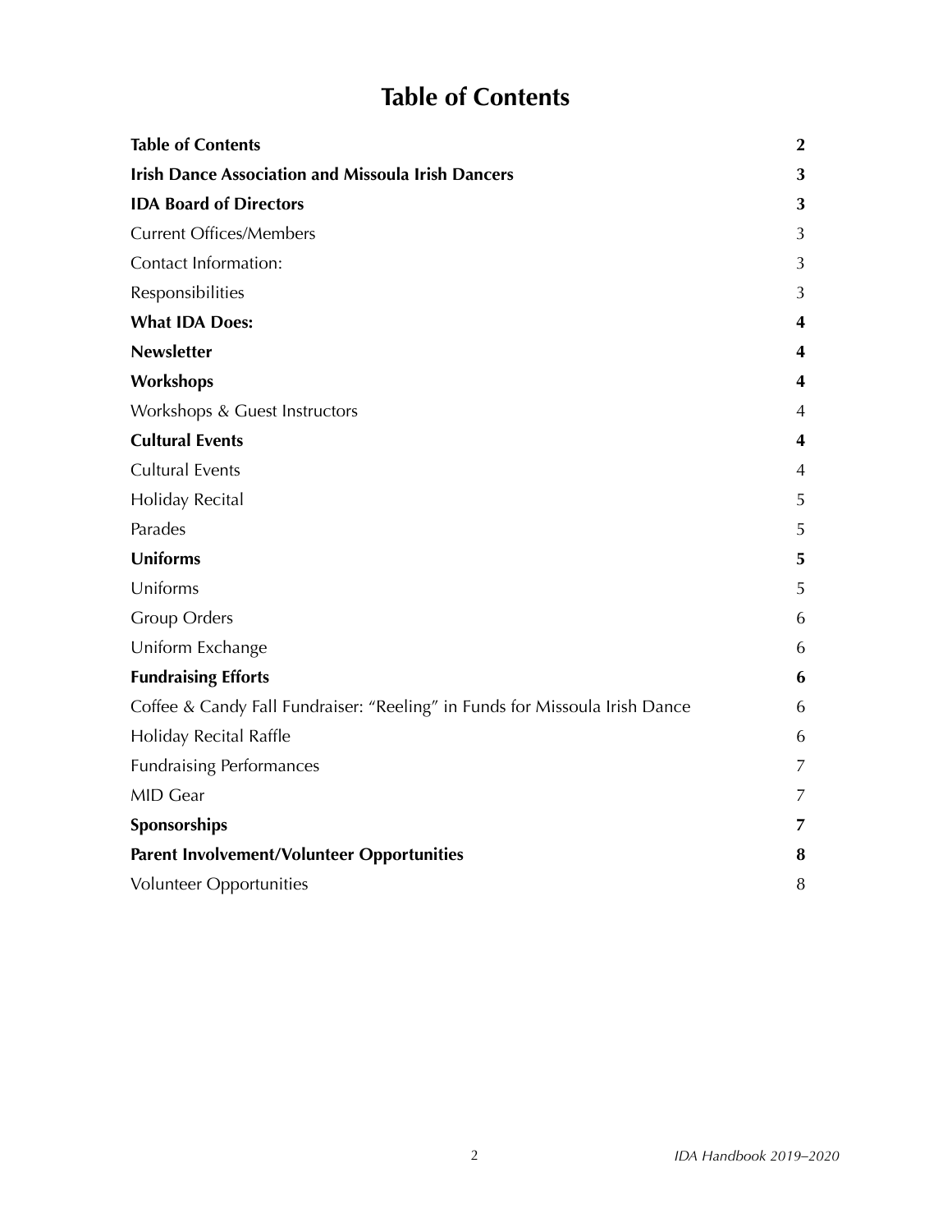# Table of Contents

| | |
|---|---|
| **Table of Contents** | **2** |
| **Irish Dance Association and Missoula Irish Dancers** | **3** |
| **IDA Board of Directors** | **3** |
| Current Offices/Members | 3 |
| Contact Information: | 3 |
| Responsibilities | 3 |
| **What IDA Does:** | **4** |
| **Newsletter** | **4** |
| **Workshops** | **4** |
| Workshops & Guest Instructors | 4 |
| **Cultural Events** | **4** |
| Cultural Events | 4 |
| Holiday Recital | 5 |
| Parades | 5 |
| **Uniforms** | **5** |
| Uniforms | 5 |
| Group Orders | 6 |
| Uniform Exchange | 6 |
| **Fundraising Efforts** | **6** |
| Coffee & Candy Fall Fundraiser: "Reeling" in Funds for Missoula Irish Dance | 6 |
| Holiday Recital Raffle | 6 |
| Fundraising Performances | 7 |
| MID Gear | 7 |
| **Sponsorships** | **7** |
| **Parent Involvement/Volunteer Opportunities** | **8** |
| Volunteer Opportunities | 8 |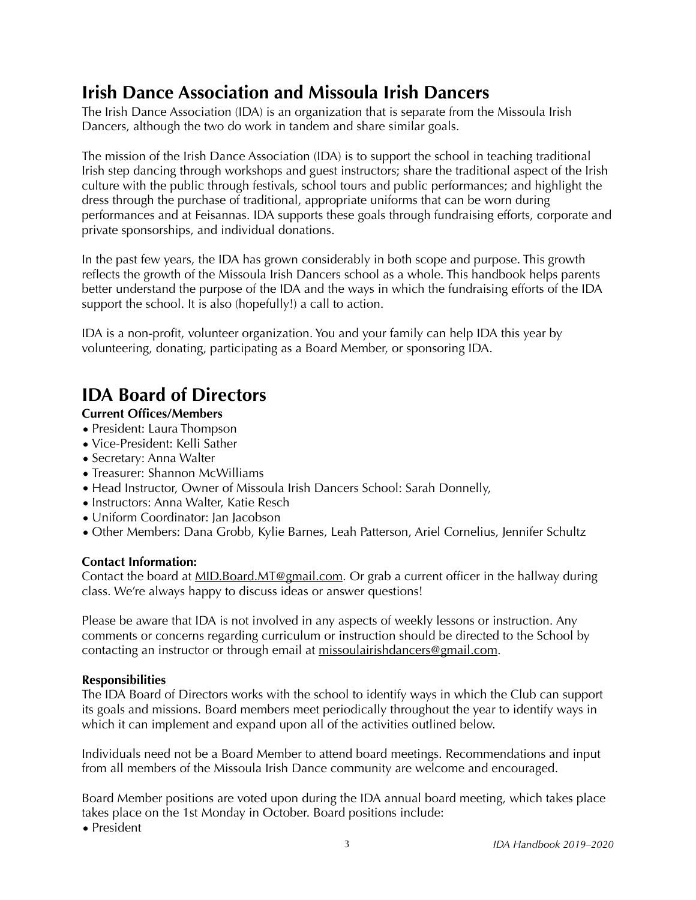## Irish Dance Association and Missoula Irish Dancers

The Irish Dance Association (IDA) is an organization that is separate from the Missoula Irish Dancers, although the two do work in tandem and share similar goals.

The mission of the Irish Dance Association (IDA) is to support the school in teaching traditional Irish step dancing through workshops and guest instructors; share the traditional aspect of the Irish culture with the public through festivals, school tours and public performances; and highlight the dress through the purchase of traditional, appropriate uniforms that can be worn during performances and at Feisannas. IDA supports these goals through fundraising efforts, corporate and private sponsorships, and individual donations.

In the past few years, the IDA has grown considerably in both scope and purpose. This growth reflects the growth of the Missoula Irish Dancers school as a whole. This handbook helps parents better understand the purpose of the IDA and the ways in which the fundraising efforts of the IDA support the school. It is also (hopefully!) a call to action.

IDA is a non-profit, volunteer organization. You and your family can help IDA this year by volunteering, donating, participating as a Board Member, or sponsoring IDA.

## IDA Board of Directors

**Current Offices/Members**

- President: Laura Thompson
- Vice-President: Kelli Sather
- Secretary: Anna Walter
- Treasurer: Shannon McWilliams
- Head Instructor, Owner of Missoula Irish Dancers School: Sarah Donnelly,
- Instructors: Anna Walter, Katie Resch
- Uniform Coordinator: Jan Jacobson
- Other Members: Dana Grobb, Kylie Barnes, Leah Patterson, Ariel Cornelius, Jennifer Schultz

**Contact Information:**

Contact the board at MID.Board.MT@gmail.com. Or grab a current officer in the hallway during class. We're always happy to discuss ideas or answer questions!

Please be aware that IDA is not involved in any aspects of weekly lessons or instruction. Any comments or concerns regarding curriculum or instruction should be directed to the School by contacting an instructor or through email at missoulairishdancers@gmail.com.

**Responsibilities**

The IDA Board of Directors works with the school to identify ways in which the Club can support its goals and missions. Board members meet periodically throughout the year to identify ways in which it can implement and expand upon all of the activities outlined below.

Individuals need not be a Board Member to attend board meetings. Recommendations and input from all members of the Missoula Irish Dance community are welcome and encouraged.

Board Member positions are voted upon during the IDA annual board meeting, which takes place takes place on the 1st Monday in October. Board positions include:

- President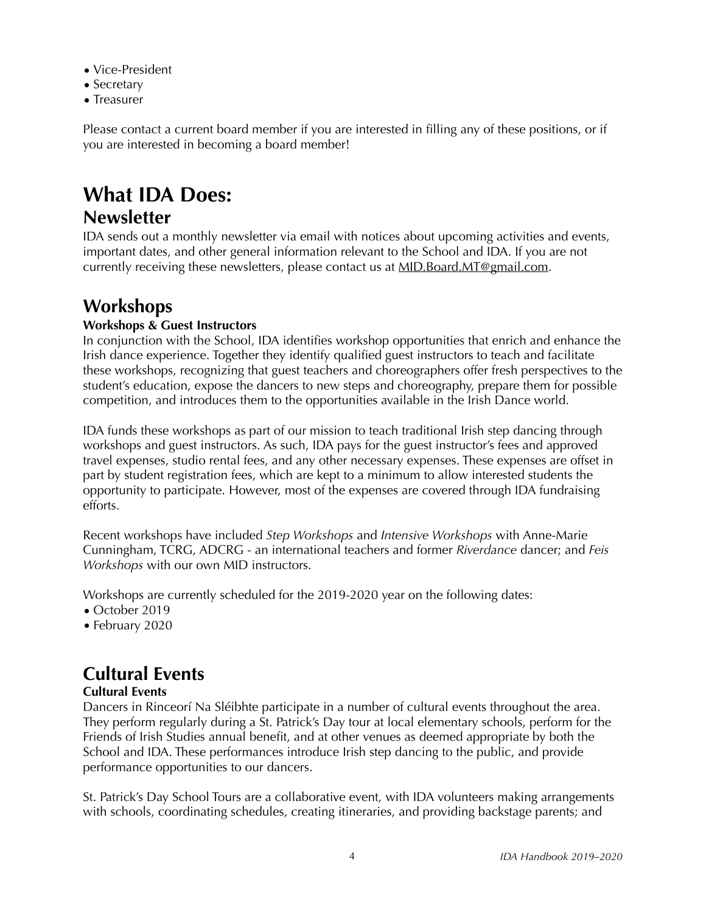- Vice-President
- Secretary
- Treasurer

Please contact a current board member if you are interested in filling any of these positions, or if you are interested in becoming a board member!

# What IDA Does:

## Newsletter

IDA sends out a monthly newsletter via email with notices about upcoming activities and events, important dates, and other general information relevant to the School and IDA. If you are not currently receiving these newsletters, please contact us at MID.Board.MT@gmail.com.

## Workshops

**Workshops & Guest Instructors**

In conjunction with the School, IDA identifies workshop opportunities that enrich and enhance the Irish dance experience. Together they identify qualified guest instructors to teach and facilitate these workshops, recognizing that guest teachers and choreographers offer fresh perspectives to the student's education, expose the dancers to new steps and choreography, prepare them for possible competition, and introduces them to the opportunities available in the Irish Dance world.

IDA funds these workshops as part of our mission to teach traditional Irish step dancing through workshops and guest instructors. As such, IDA pays for the guest instructor's fees and approved travel expenses, studio rental fees, and any other necessary expenses. These expenses are offset in part by student registration fees, which are kept to a minimum to allow interested students the opportunity to participate. However, most of the expenses are covered through IDA fundraising efforts.

Recent workshops have included *Step Workshops* and *Intensive Workshops* with Anne-Marie Cunningham, TCRG, ADCRG - an international teachers and former *Riverdance* dancer; and *Feis Workshops* with our own MID instructors.

Workshops are currently scheduled for the 2019-2020 year on the following dates:

- October 2019
- February 2020

## Cultural Events

**Cultural Events**

Dancers in Rinceorí Na Sléibhte participate in a number of cultural events throughout the area. They perform regularly during a St. Patrick's Day tour at local elementary schools, perform for the Friends of Irish Studies annual benefit, and at other venues as deemed appropriate by both the School and IDA. These performances introduce Irish step dancing to the public, and provide performance opportunities to our dancers.

St. Patrick's Day School Tours are a collaborative event, with IDA volunteers making arrangements with schools, coordinating schedules, creating itineraries, and providing backstage parents; and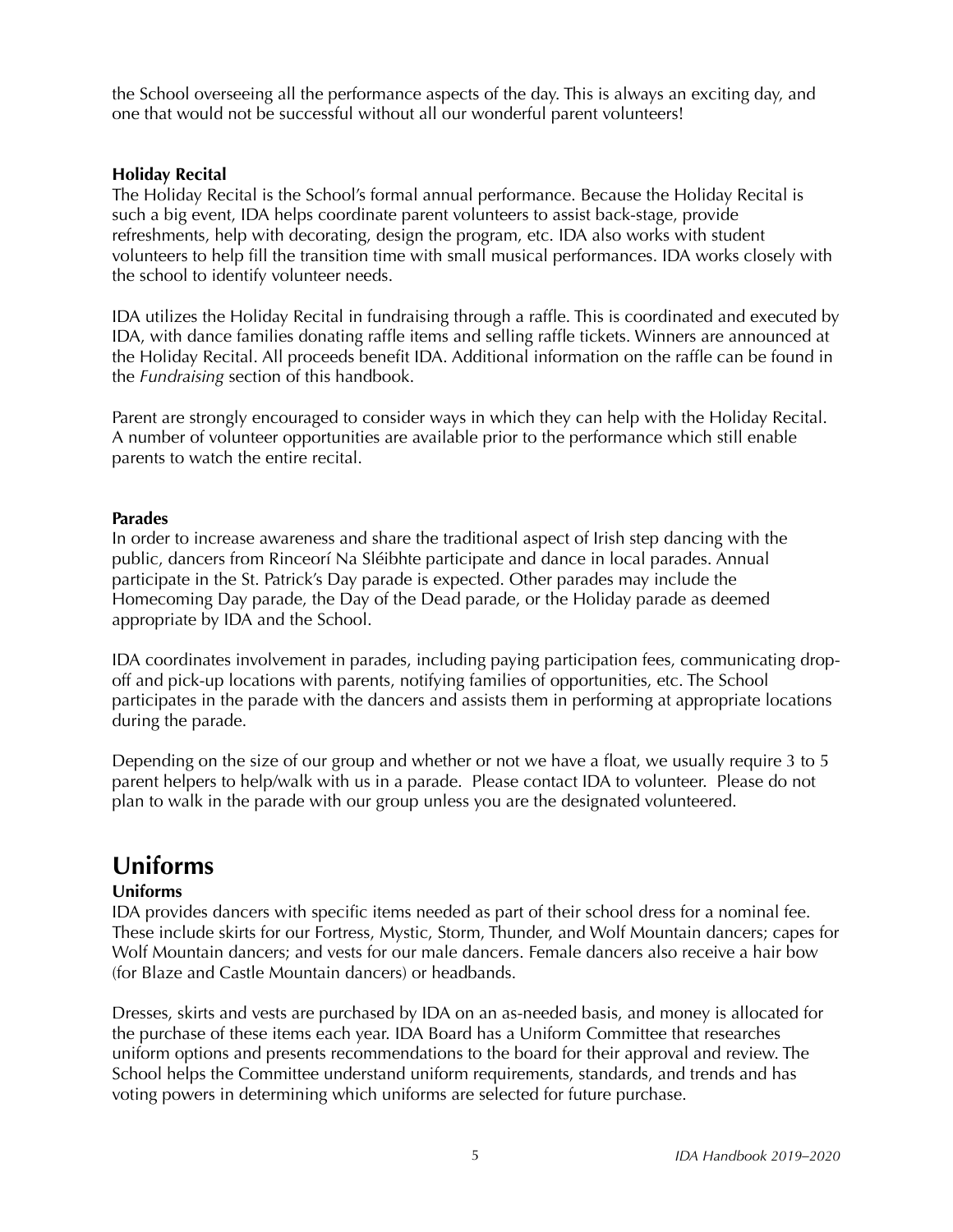the School overseeing all the performance aspects of the day. This is always an exciting day, and one that would not be successful without all our wonderful parent volunteers!

### Holiday Recital

The Holiday Recital is the School's formal annual performance. Because the Holiday Recital is such a big event, IDA helps coordinate parent volunteers to assist back-stage, provide refreshments, help with decorating, design the program, etc. IDA also works with student volunteers to help fill the transition time with small musical performances. IDA works closely with the school to identify volunteer needs.

IDA utilizes the Holiday Recital in fundraising through a raffle. This is coordinated and executed by IDA, with dance families donating raffle items and selling raffle tickets. Winners are announced at the Holiday Recital. All proceeds benefit IDA. Additional information on the raffle can be found in the *Fundraising* section of this handbook.

Parent are strongly encouraged to consider ways in which they can help with the Holiday Recital. A number of volunteer opportunities are available prior to the performance which still enable parents to watch the entire recital.

### Parades

In order to increase awareness and share the traditional aspect of Irish step dancing with the public, dancers from Rinceorí Na Sléibhte participate and dance in local parades. Annual participate in the St. Patrick's Day parade is expected. Other parades may include the Homecoming Day parade, the Day of the Dead parade, or the Holiday parade as deemed appropriate by IDA and the School.

IDA coordinates involvement in parades, including paying participation fees, communicating drop-off and pick-up locations with parents, notifying families of opportunities, etc. The School participates in the parade with the dancers and assists them in performing at appropriate locations during the parade.

Depending on the size of our group and whether or not we have a float, we usually require 3 to 5 parent helpers to help/walk with us in a parade. Please contact IDA to volunteer. Please do not plan to walk in the parade with our group unless you are the designated volunteered.

## Uniforms

### Uniforms

IDA provides dancers with specific items needed as part of their school dress for a nominal fee. These include skirts for our Fortress, Mystic, Storm, Thunder, and Wolf Mountain dancers; capes for Wolf Mountain dancers; and vests for our male dancers. Female dancers also receive a hair bow (for Blaze and Castle Mountain dancers) or headbands.

Dresses, skirts and vests are purchased by IDA on an as-needed basis, and money is allocated for the purchase of these items each year. IDA Board has a Uniform Committee that researches uniform options and presents recommendations to the board for their approval and review. The School helps the Committee understand uniform requirements, standards, and trends and has voting powers in determining which uniforms are selected for future purchase.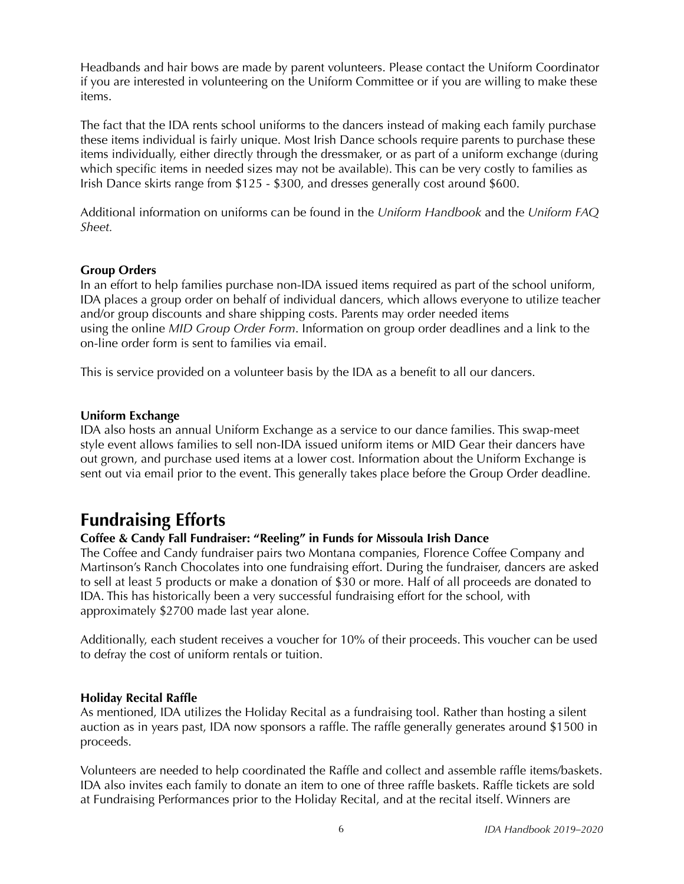Headbands and hair bows are made by parent volunteers. Please contact the Uniform Coordinator if you are interested in volunteering on the Uniform Committee or if you are willing to make these items.

The fact that the IDA rents school uniforms to the dancers instead of making each family purchase these items individual is fairly unique. Most Irish Dance schools require parents to purchase these items individually, either directly through the dressmaker, or as part of a uniform exchange (during which specific items in needed sizes may not be available). This can be very costly to families as Irish Dance skirts range from $125 - $300, and dresses generally cost around $600.

Additional information on uniforms can be found in the *Uniform Handbook* and the *Uniform FAQ Sheet.*

**Group Orders**

In an effort to help families purchase non-IDA issued items required as part of the school uniform, IDA places a group order on behalf of individual dancers, which allows everyone to utilize teacher and/or group discounts and share shipping costs. Parents may order needed items using the online *MID Group Order Form*. Information on group order deadlines and a link to the on-line order form is sent to families via email.

This is service provided on a volunteer basis by the IDA as a benefit to all our dancers.

**Uniform Exchange**

IDA also hosts an annual Uniform Exchange as a service to our dance families. This swap-meet style event allows families to sell non-IDA issued uniform items or MID Gear their dancers have out grown, and purchase used items at a lower cost. Information about the Uniform Exchange is sent out via email prior to the event. This generally takes place before the Group Order deadline.

## Fundraising Efforts

**Coffee & Candy Fall Fundraiser: "Reeling" in Funds for Missoula Irish Dance**

The Coffee and Candy fundraiser pairs two Montana companies, Florence Coffee Company and Martinson's Ranch Chocolates into one fundraising effort. During the fundraiser, dancers are asked to sell at least 5 products or make a donation of $30 or more. Half of all proceeds are donated to IDA. This has historically been a very successful fundraising effort for the school, with approximately $2700 made last year alone.

Additionally, each student receives a voucher for 10% of their proceeds. This voucher can be used to defray the cost of uniform rentals or tuition.

**Holiday Recital Raffle**

As mentioned, IDA utilizes the Holiday Recital as a fundraising tool. Rather than hosting a silent auction as in years past, IDA now sponsors a raffle. The raffle generally generates around $1500 in proceeds.

Volunteers are needed to help coordinated the Raffle and collect and assemble raffle items/baskets. IDA also invites each family to donate an item to one of three raffle baskets. Raffle tickets are sold at Fundraising Performances prior to the Holiday Recital, and at the recital itself. Winners are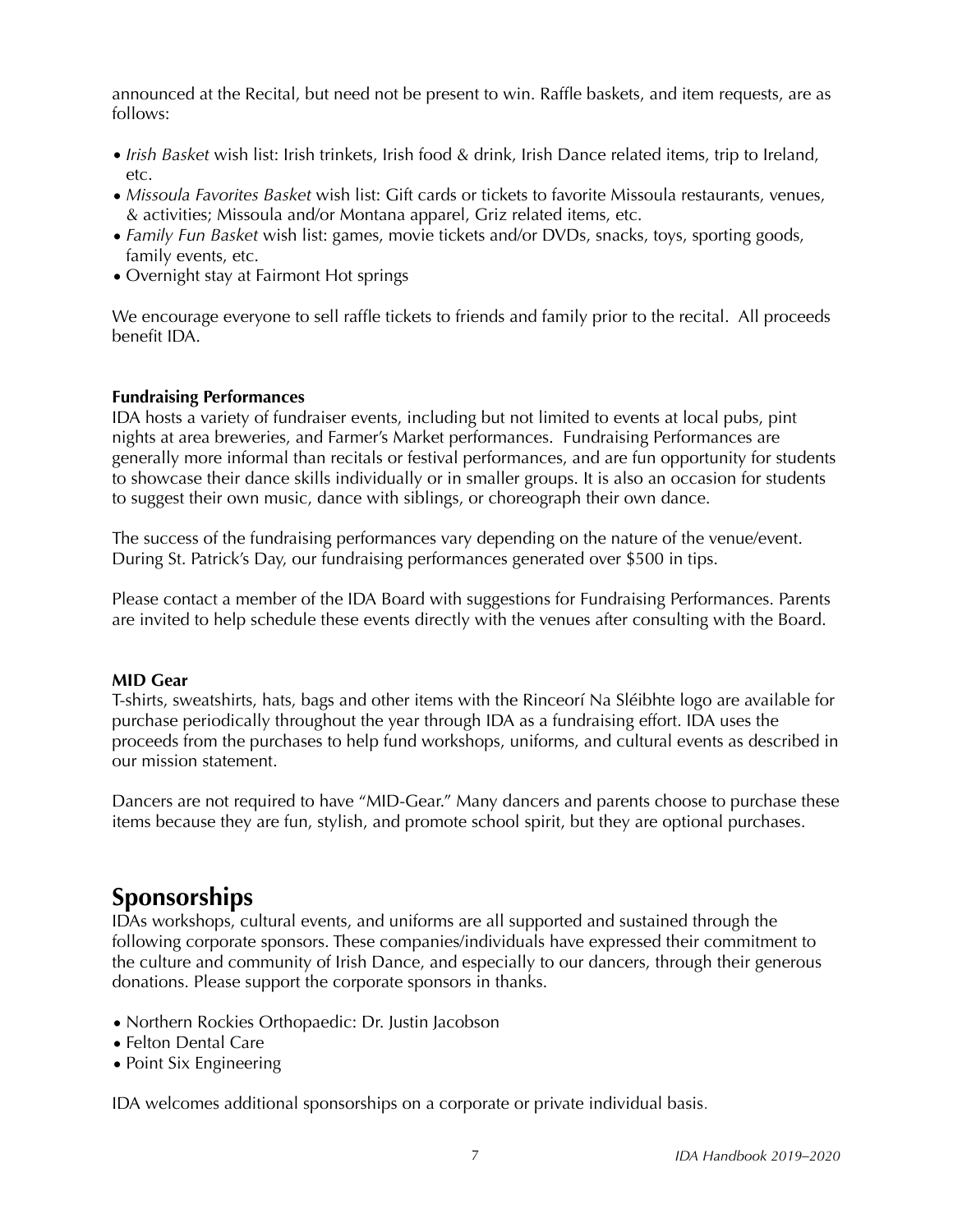announced at the Recital, but need not be present to win. Raffle baskets, and item requests, are as follows:

- *Irish Basket* wish list: Irish trinkets, Irish food & drink, Irish Dance related items, trip to Ireland, etc.
- *Missoula Favorites Basket* wish list: Gift cards or tickets to favorite Missoula restaurants, venues, & activities; Missoula and/or Montana apparel, Griz related items, etc.
- *Family Fun Basket* wish list: games, movie tickets and/or DVDs, snacks, toys, sporting goods, family events, etc.
- Overnight stay at Fairmont Hot springs

We encourage everyone to sell raffle tickets to friends and family prior to the recital. All proceeds benefit IDA.

**Fundraising Performances**

IDA hosts a variety of fundraiser events, including but not limited to events at local pubs, pint nights at area breweries, and Farmer's Market performances. Fundraising Performances are generally more informal than recitals or festival performances, and are fun opportunity for students to showcase their dance skills individually or in smaller groups. It is also an occasion for students to suggest their own music, dance with siblings, or choreograph their own dance.

The success of the fundraising performances vary depending on the nature of the venue/event. During St. Patrick's Day, our fundraising performances generated over $500 in tips.

Please contact a member of the IDA Board with suggestions for Fundraising Performances. Parents are invited to help schedule these events directly with the venues after consulting with the Board.

**MID Gear**

T-shirts, sweatshirts, hats, bags and other items with the Rinceorí Na Sléibhte logo are available for purchase periodically throughout the year through IDA as a fundraising effort. IDA uses the proceeds from the purchases to help fund workshops, uniforms, and cultural events as described in our mission statement.

Dancers are not required to have "MID-Gear." Many dancers and parents choose to purchase these items because they are fun, stylish, and promote school spirit, but they are optional purchases.

## Sponsorships

IDAs workshops, cultural events, and uniforms are all supported and sustained through the following corporate sponsors. These companies/individuals have expressed their commitment to the culture and community of Irish Dance, and especially to our dancers, through their generous donations. Please support the corporate sponsors in thanks.

- Northern Rockies Orthopaedic: Dr. Justin Jacobson
- Felton Dental Care
- Point Six Engineering

IDA welcomes additional sponsorships on a corporate or private individual basis.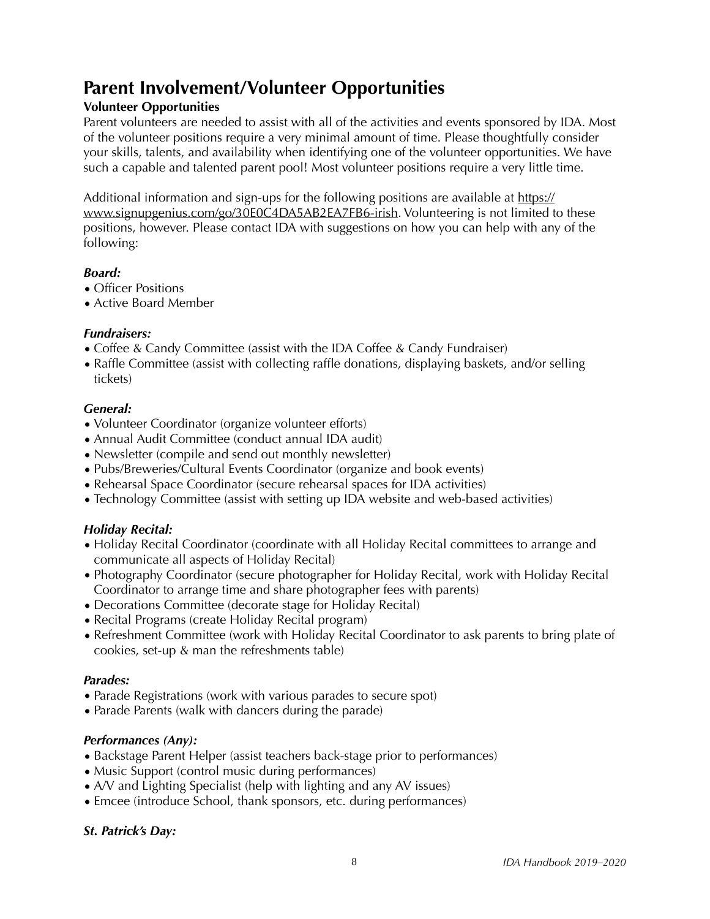# Parent Involvement/Volunteer Opportunities

**Volunteer Opportunities**

Parent volunteers are needed to assist with all of the activities and events sponsored by IDA. Most of the volunteer positions require a very minimal amount of time. Please thoughtfully consider your skills, talents, and availability when identifying one of the volunteer opportunities. We have such a capable and talented parent pool! Most volunteer positions require a very little time.

Additional information and sign-ups for the following positions are available at https://www.signupgenius.com/go/30E0C4DA5AB2EA7FB6-irish. Volunteering is not limited to these positions, however. Please contact IDA with suggestions on how you can help with any of the following:

***Board:***

- Officer Positions
- Active Board Member

***Fundraisers:***

- Coffee & Candy Committee (assist with the IDA Coffee & Candy Fundraiser)
- Raffle Committee (assist with collecting raffle donations, displaying baskets, and/or selling tickets)

***General:***

- Volunteer Coordinator (organize volunteer efforts)
- Annual Audit Committee (conduct annual IDA audit)
- Newsletter (compile and send out monthly newsletter)
- Pubs/Breweries/Cultural Events Coordinator (organize and book events)
- Rehearsal Space Coordinator (secure rehearsal spaces for IDA activities)
- Technology Committee (assist with setting up IDA website and web-based activities)

***Holiday Recital:***

- Holiday Recital Coordinator (coordinate with all Holiday Recital committees to arrange and communicate all aspects of Holiday Recital)
- Photography Coordinator (secure photographer for Holiday Recital, work with Holiday Recital Coordinator to arrange time and share photographer fees with parents)
- Decorations Committee (decorate stage for Holiday Recital)
- Recital Programs (create Holiday Recital program)
- Refreshment Committee (work with Holiday Recital Coordinator to ask parents to bring plate of cookies, set-up & man the refreshments table)

***Parades:***

- Parade Registrations (work with various parades to secure spot)
- Parade Parents (walk with dancers during the parade)

***Performances (Any):***

- Backstage Parent Helper (assist teachers back-stage prior to performances)
- Music Support (control music during performances)
- A/V and Lighting Specialist (help with lighting and any AV issues)
- Emcee (introduce School, thank sponsors, etc. during performances)

***St. Patrick's Day:***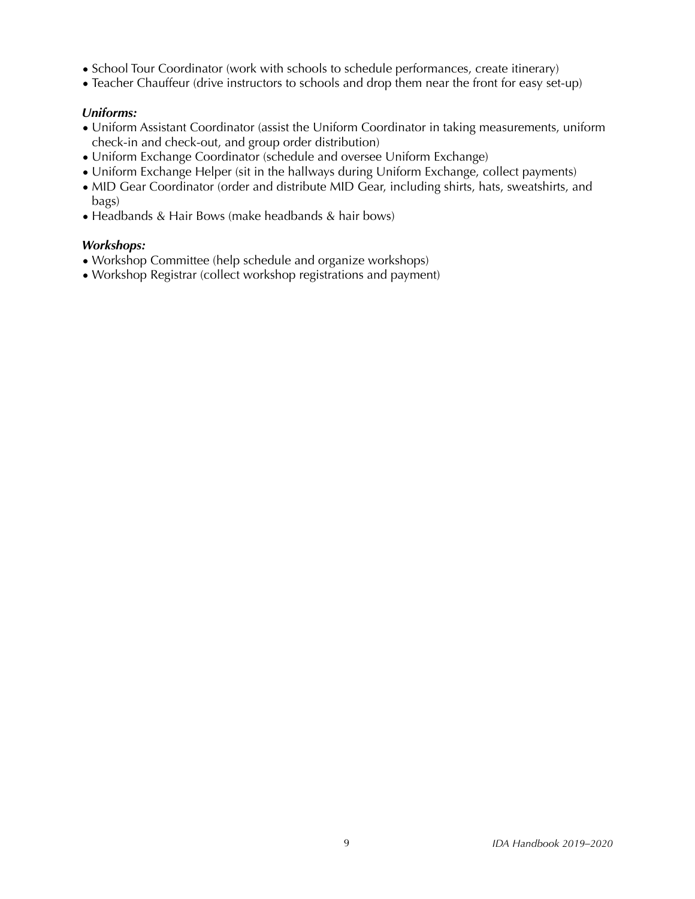- School Tour Coordinator (work with schools to schedule performances, create itinerary)
- Teacher Chauffeur (drive instructors to schools and drop them near the front for easy set-up)

***Uniforms:***

- Uniform Assistant Coordinator (assist the Uniform Coordinator in taking measurements, uniform check-in and check-out, and group order distribution)
- Uniform Exchange Coordinator (schedule and oversee Uniform Exchange)
- Uniform Exchange Helper (sit in the hallways during Uniform Exchange, collect payments)
- MID Gear Coordinator (order and distribute MID Gear, including shirts, hats, sweatshirts, and bags)
- Headbands & Hair Bows (make headbands & hair bows)

***Workshops:***

- Workshop Committee (help schedule and organize workshops)
- Workshop Registrar (collect workshop registrations and payment)